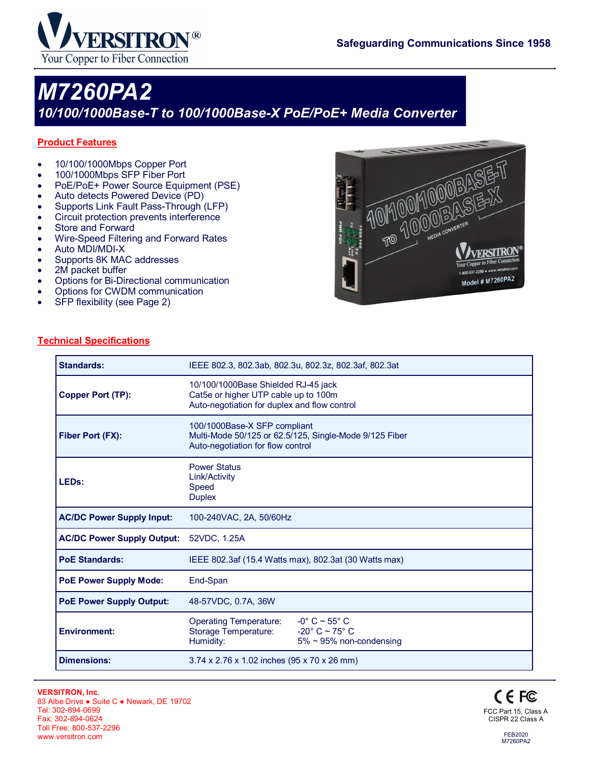# M7260PA2

## 10/100/1000Base-T to 100/1000Base-X PoE/PoE+ Media Converter

### Product Features

- 10/100/1000Mbps Copper Port
- 100/1000Mbps SFP Fiber Port
- PoE/PoE+ Power Source Equipment (PSE)
- Auto detects Powered Device (PD)
- Supports Link Fault Pass-Through (LFP)
- Circuit protection prevents interference
- Store and Forward
- Wire-Speed Filtering and Forward Rates
- Auto MDI/MDI-X
- Supports 8K MAC addresses
- 2M packet buffer
- Options for Bi-Directional communication
- Options for CWDM communication
- SFP flexibility (see Page 2)

### Technical Specifications

| | |
|---|---|
| **Standards:** | IEEE 802.3, 802.3ab, 802.3u, 802.3z, 802.3af, 802.3at |
| **Copper Port (TP):** | 10/100/1000Base Shielded RJ-45 jack<br>Cat5e or higher UTP cable up to 100m<br>Auto-negotiation for duplex and flow control |
| **Fiber Port (FX):** | 100/1000Base-X SFP compliant<br>Multi-Mode 50/125 or 62.5/125, Single-Mode 9/125 Fiber<br>Auto-negotiation for flow control |
| **LEDs:** | Power Status<br>Link/Activity<br>Speed<br>Duplex |
| **AC/DC Power Supply Input:** | 100-240VAC, 2A, 50/60Hz |
| **AC/DC Power Supply Output:** | 52VDC, 1.25A |
| **PoE Standards:** | IEEE 802.3af (15.4 Watts max), 802.3at (30 Watts max) |
| **PoE Power Supply Mode:** | End-Span |
| **PoE Power Supply Output:** | 48-57VDC, 0.7A, 36W |
| **Environment:** | Operating Temperature: -0° C ~ 55° C<br>Storage Temperature: -20° C ~ 75° C<br>Humidity: 5% ~ 95% non-condensing |
| **Dimensions:** | 3.74 x 2.76 x 1.02 inches (95 x 70 x 26 mm) |

**VERSITRON, Inc.**
83 Albe Drive • Suite C • Newark, DE 19702
Tel: 302-894-0699
Fax: 302-894-0624
Toll Free: 800-537-2296
www.versitron.com

CE FC
FCC Part 15, Class A
CISPR 22 Class A

FEB2020
M7260PA2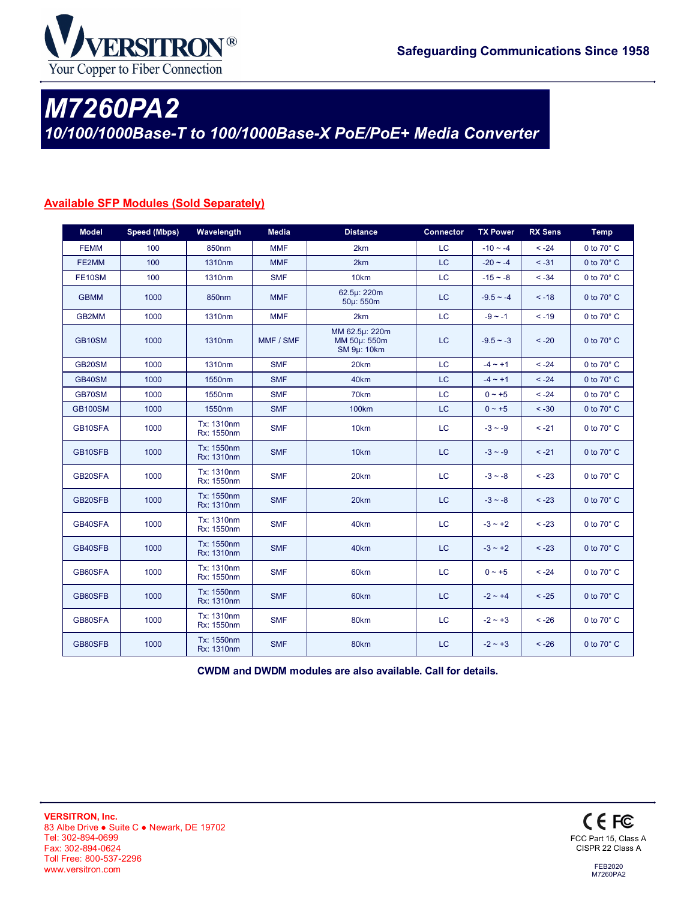# M7260PA2

## 10/100/1000Base-T to 100/1000Base-X PoE/PoE+ Media Converter

**Available SFP Modules (Sold Separately)**

| Model | Speed (Mbps) | Wavelength | Media | Distance | Connector | TX Power | RX Sens | Temp |
|---|---|---|---|---|---|---|---|---|
| FEMM | 100 | 850nm | MMF | 2km | LC | -10 ~ -4 | < -24 | 0 to 70° C |
| FE2MM | 100 | 1310nm | MMF | 2km | LC | -20 ~ -4 | < -31 | 0 to 70° C |
| FE10SM | 100 | 1310nm | SMF | 10km | LC | -15 ~ -8 | < -34 | 0 to 70° C |
| GBMM | 1000 | 850nm | MMF | 62.5µ: 220m<br>50µ: 550m | LC | -9.5 ~ -4 | < -18 | 0 to 70° C |
| GB2MM | 1000 | 1310nm | MMF | 2km | LC | -9 ~ -1 | < -19 | 0 to 70° C |
| GB10SM | 1000 | 1310nm | MMF / SMF | MM 62.5µ: 220m<br>MM 50µ: 550m<br>SM 9µ: 10km | LC | -9.5 ~ -3 | < -20 | 0 to 70° C |
| GB20SM | 1000 | 1310nm | SMF | 20km | LC | -4 ~ +1 | < -24 | 0 to 70° C |
| GB40SM | 1000 | 1550nm | SMF | 40km | LC | -4 ~ +1 | < -24 | 0 to 70° C |
| GB70SM | 1000 | 1550nm | SMF | 70km | LC | 0 ~ +5 | < -24 | 0 to 70° C |
| GB100SM | 1000 | 1550nm | SMF | 100km | LC | 0 ~ +5 | < -30 | 0 to 70° C |
| GB10SFA | 1000 | Tx: 1310nm<br>Rx: 1550nm | SMF | 10km | LC | -3 ~ -9 | < -21 | 0 to 70° C |
| GB10SFB | 1000 | Tx: 1550nm<br>Rx: 1310nm | SMF | 10km | LC | -3 ~ -9 | < -21 | 0 to 70° C |
| GB20SFA | 1000 | Tx: 1310nm<br>Rx: 1550nm | SMF | 20km | LC | -3 ~ -8 | < -23 | 0 to 70° C |
| GB20SFB | 1000 | Tx: 1550nm<br>Rx: 1310nm | SMF | 20km | LC | -3 ~ -8 | < -23 | 0 to 70° C |
| GB40SFA | 1000 | Tx: 1310nm<br>Rx: 1550nm | SMF | 40km | LC | -3 ~ +2 | < -23 | 0 to 70° C |
| GB40SFB | 1000 | Tx: 1550nm<br>Rx: 1310nm | SMF | 40km | LC | -3 ~ +2 | < -23 | 0 to 70° C |
| GB60SFA | 1000 | Tx: 1310nm<br>Rx: 1550nm | SMF | 60km | LC | 0 ~ +5 | < -24 | 0 to 70° C |
| GB60SFB | 1000 | Tx: 1550nm<br>Rx: 1310nm | SMF | 60km | LC | -2 ~ +4 | < -25 | 0 to 70° C |
| GB80SFA | 1000 | Tx: 1310nm<br>Rx: 1550nm | SMF | 80km | LC | -2 ~ +3 | < -26 | 0 to 70° C |
| GB80SFB | 1000 | Tx: 1550nm<br>Rx: 1310nm | SMF | 80km | LC | -2 ~ +3 | < -26 | 0 to 70° C |

**CWDM and DWDM modules are also available. Call for details.**

**VERSITRON, Inc.**
83 Albe Drive ● Suite C ● Newark, DE 19702
Tel: 302-894-0699
Fax: 302-894-0624
Toll Free: 800-537-2296
www.versitron.com

FCC Part 15, Class A
CISPR 22 Class A

FEB2020
M7260PA2